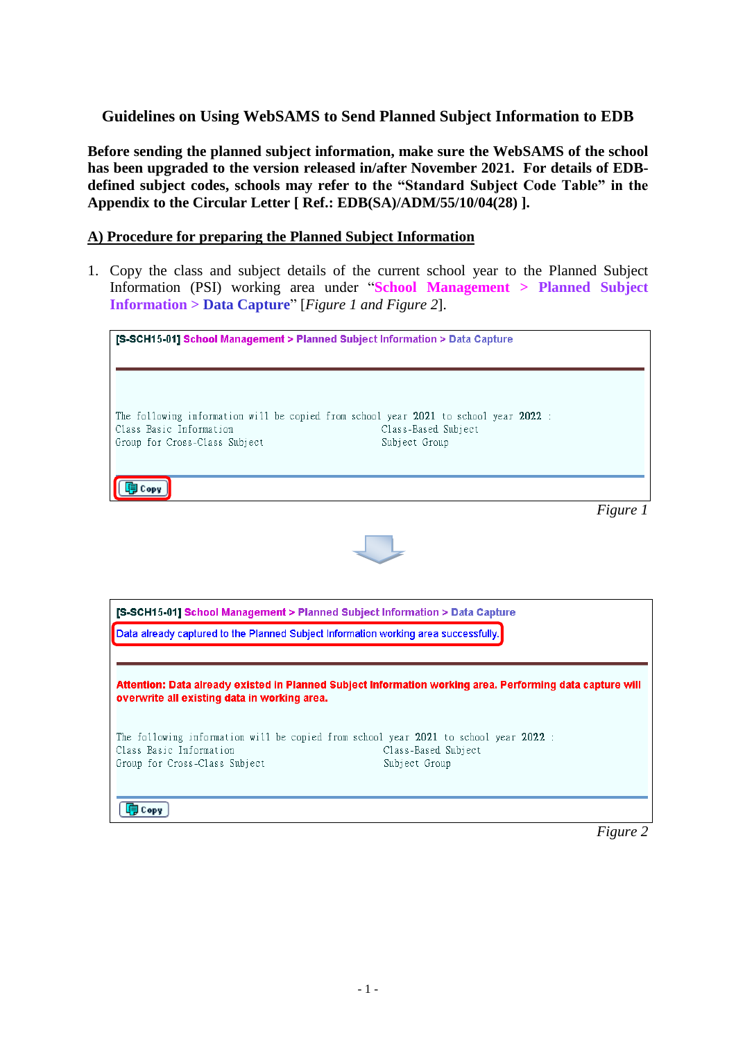## Guidelines on Using WebSAMS to Send Planned Subject Information to EDB

**Before sending the planned subject information, make sure the WebSAMS of the school has been upgraded to the version released in/after November 2021. For details of EDB-defined subject codes, schools may refer to the "Standard Subject Code Table" in the Appendix to the Circular Letter [ Ref.: EDB(SA)/ADM/55/10/04(28) ].**

### <u>A) Procedure for preparing the Planned Subject Information</u>

1. Copy the class and subject details of the current school year to the Planned Subject Information (PSI) working area under "**School Management > Planned Subject Information > Data Capture**" [*Figure 1 and Figure 2*].

[S-SCH15-01] School Management > Planned Subject Information > Data Capture

The following information will be copied from school year 2021 to school year 2022 :
Class Basic Information Class-Based Subject
Group for Cross-Class Subject Subject Group

Copy

*Figure 1*

[S-SCH15-01] School Management > Planned Subject Information > Data Capture

Data already captured to the Planned Subject Information working area successfully.

Attention: Data already existed in Planned Subject Information working area. Performing data capture will overwrite all existing data in working area.

The following information will be copied from school year 2021 to school year 2022 :
Class Basic Information Class-Based Subject
Group for Cross-Class Subject Subject Group

Copy

*Figure 2*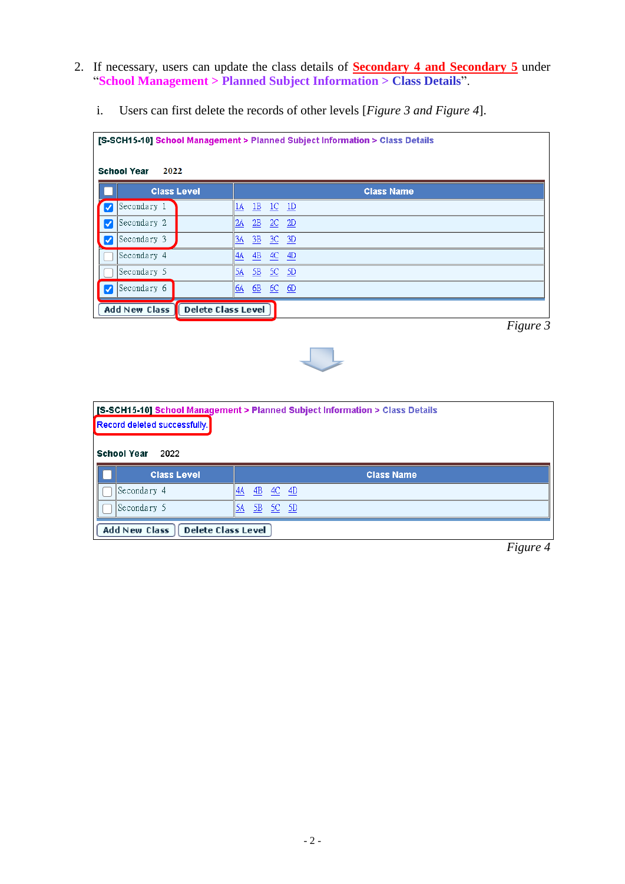2. If necessary, users can update the class details of **Secondary 4 and Secondary 5** under "**School Management > Planned Subject Information > Class Details**".

   i. Users can first delete the records of other levels [*Figure 3 and Figure 4*].

[S-SCH15-10] School Management > Planned Subject Information > Class Details

School Year 2022

| ☐ | Class Level | Class Name |
|---|---|---|
| ☑ | Secondary 1 | 1A 1B 1C 1D |
| ☑ | Secondary 2 | 2A 2B 2C 2D |
| ☑ | Secondary 3 | 3A 3B 3C 3D |
| ☐ | Secondary 4 | 4A 4B 4C 4D |
| ☐ | Secondary 5 | 5A 5B 5C 5D |
| ☑ | Secondary 6 | 6A 6B 6C 6D |

Add New Class | Delete Class Level

*Figure 3*

[S-SCH15-10] School Management > Planned Subject Information > Class Details

Record deleted successfully.

School Year 2022

| ☐ | Class Level | Class Name |
|---|---|---|
| ☐ | Secondary 4 | 4A 4B 4C 4D |
| ☐ | Secondary 5 | 5A 5B 5C 5D |

Add New Class | Delete Class Level

*Figure 4*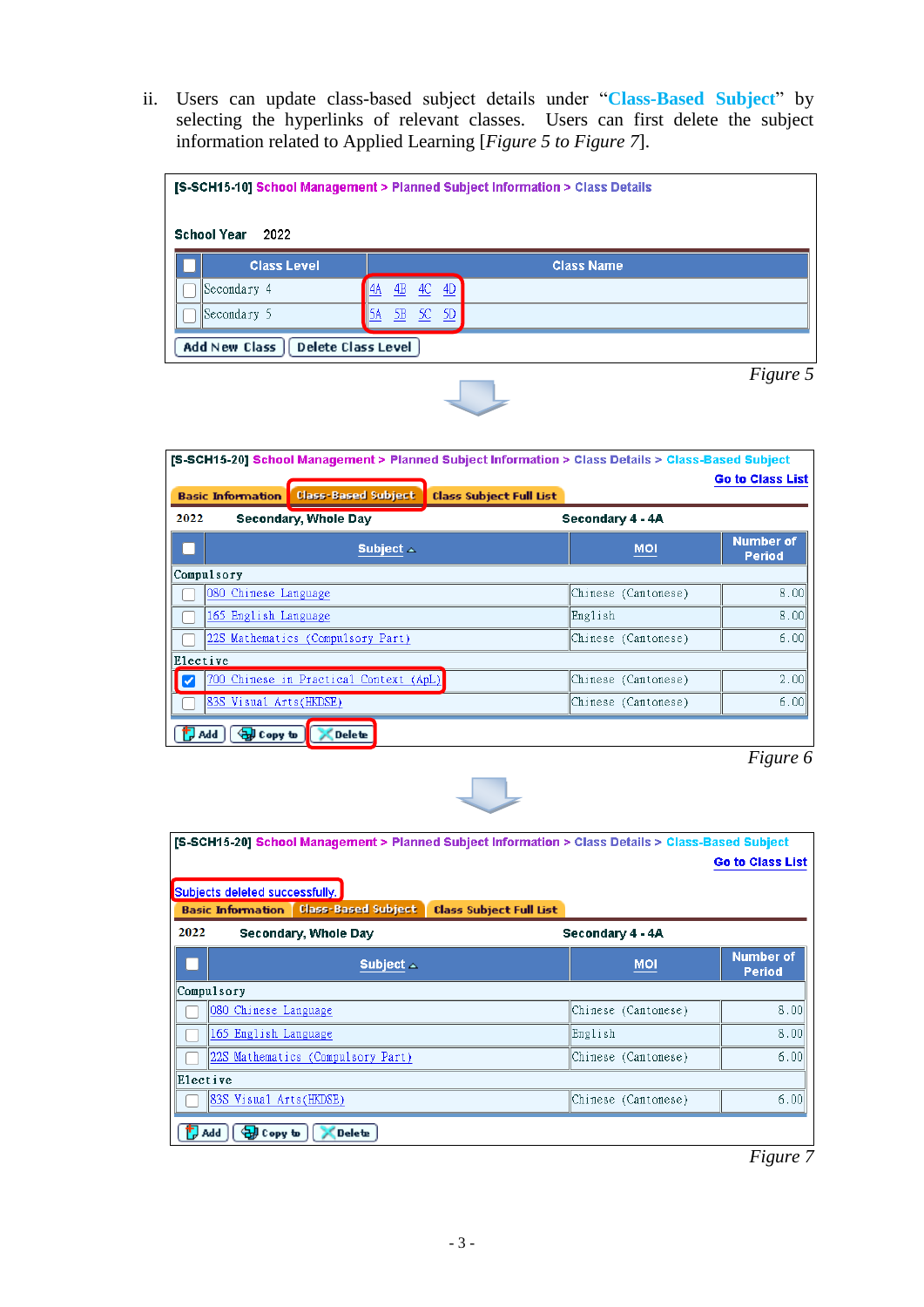ii. Users can update class-based subject details under "**Class-Based Subject**" by selecting the hyperlinks of relevant classes. Users can first delete the subject information related to Applied Learning [*Figure 5 to Figure 7*].

[S-SCH15-10] School Management > Planned Subject Information > Class Details

School Year 2022

| ☐ | Class Level | Class Name |
|---|---|---|
| ☐ | Secondary 4 | 4A 4B 4C 4D |
| ☐ | Secondary 5 | 5A 5B 5C 5D |

Add New Class | Delete Class Level

*Figure 5*

[S-SCH15-20] School Management > Planned Subject Information > Class Details > Class-Based Subject

Go to Class List

Basic Information | Class-Based Subject | Class Subject Full List

2022 Secondary, Whole Day Secondary 4 - 4A

| ☐ | Subject | MOI | Number of Period |
|---|---|---|---|
| Compulsory | | | |
| ☐ | 080 Chinese Language | Chinese (Cantonese) | 8.00 |
| ☐ | 165 English Language | English | 8.00 |
| ☐ | 22S Mathematics (Compulsory Part) | Chinese (Cantonese) | 6.00 |
| Elective | | | |
| ☑ | 700 Chinese in Practical Context (ApL) | Chinese (Cantonese) | 2.00 |
| ☐ | 83S Visual Arts(HKDSE) | Chinese (Cantonese) | 6.00 |

Add | Copy to | Delete

*Figure 6*

[S-SCH15-20] School Management > Planned Subject Information > Class Details > Class-Based Subject

Go to Class List

Subjects deleted successfully.

Basic Information | Class-Based Subject | Class Subject Full List

2022 Secondary, Whole Day Secondary 4 - 4A

| ☐ | Subject | MOI | Number of Period |
|---|---|---|---|
| Compulsory | | | |
| ☐ | 080 Chinese Language | Chinese (Cantonese) | 8.00 |
| ☐ | 165 English Language | English | 8.00 |
| ☐ | 22S Mathematics (Compulsory Part) | Chinese (Cantonese) | 6.00 |
| Elective | | | |
| ☐ | 83S Visual Arts(HKDSE) | Chinese (Cantonese) | 6.00 |

Add | Copy to | Delete

*Figure 7*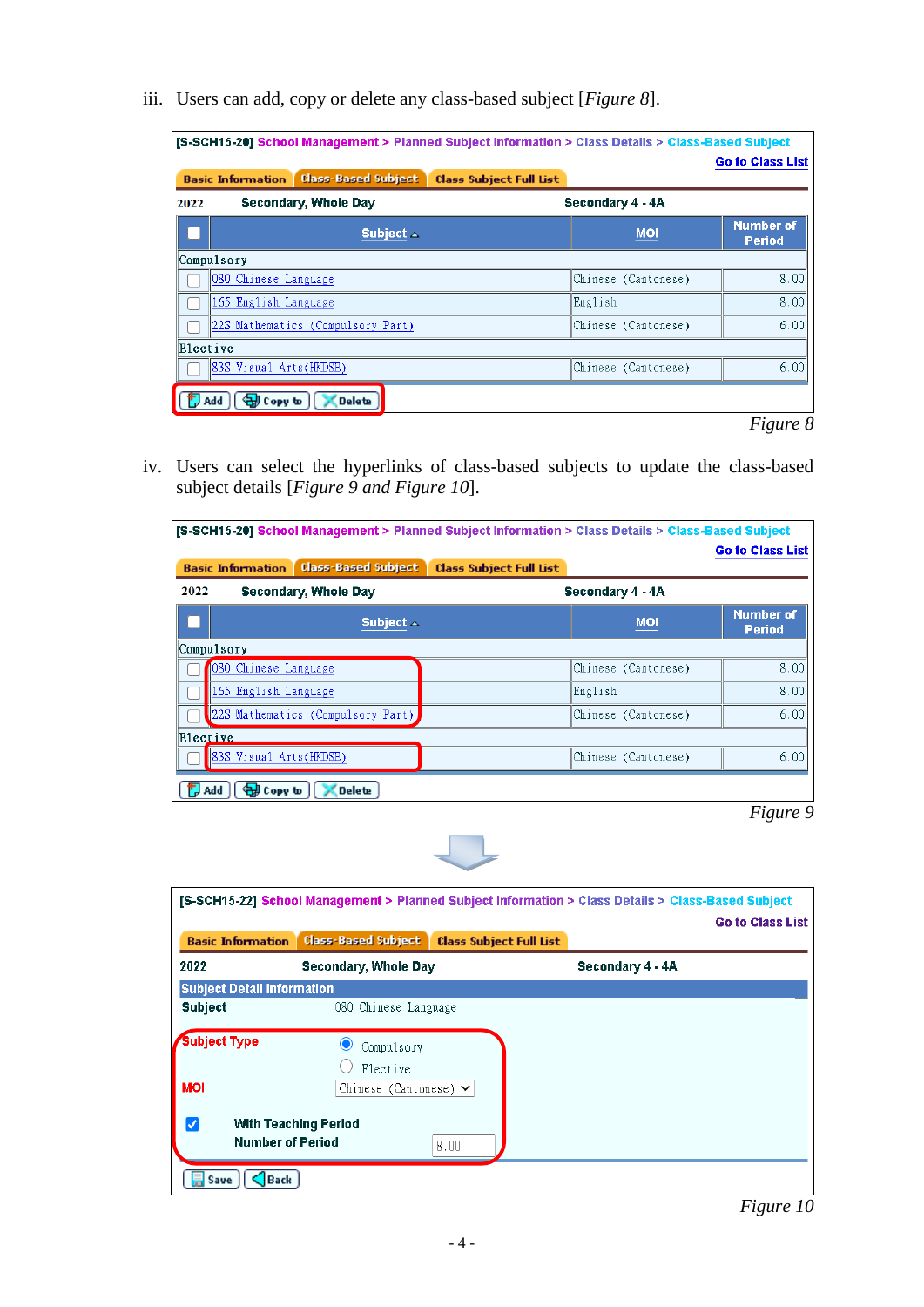iii. Users can add, copy or delete any class-based subject [*Figure 8*].

[S-SCH15-20] School Management > Planned Subject Information > Class Details > Class-Based Subject

Go to Class List

Basic Information | Class-Based Subject | Class Subject Full List

2022 Secondary, Whole Day Secondary 4 - 4A

| | Subject | MOI | Number of Period |
|---|---|---|---|
| Compulsory | | | |
| | 080 Chinese Language | Chinese (Cantonese) | 8.00 |
| | 165 English Language | English | 8.00 |
| | 22S Mathematics (Compulsory Part) | Chinese (Cantonese) | 6.00 |
| Elective | | | |
| | 83S Visual Arts(HKDSE) | Chinese (Cantonese) | 6.00 |

Add | Copy to | Delete

*Figure 8*

iv. Users can select the hyperlinks of class-based subjects to update the class-based subject details [*Figure 9 and Figure 10*].

[S-SCH15-20] School Management > Planned Subject Information > Class Details > Class-Based Subject

Go to Class List

Basic Information | Class-Based Subject | Class Subject Full List

2022 Secondary, Whole Day Secondary 4 - 4A

| | Subject | MOI | Number of Period |
|---|---|---|---|
| Compulsory | | | |
| | 080 Chinese Language | Chinese (Cantonese) | 8.00 |
| | 165 English Language | English | 8.00 |
| | 22S Mathematics (Compulsory Part) | Chinese (Cantonese) | 6.00 |
| Elective | | | |
| | 83S Visual Arts(HKDSE) | Chinese (Cantonese) | 6.00 |

Add | Copy to | Delete

*Figure 9*

[S-SCH15-22] School Management > Planned Subject Information > Class Details > Class-Based Subject

Go to Class List

Basic Information | Class-Based Subject | Class Subject Full List

2022 Secondary, Whole Day Secondary 4 - 4A

**Subject Detail Information**

Subject: 080 Chinese Language

Subject Type: (•) Compulsory ( ) Elective

MOI: Chinese (Cantonese)

[✓] With Teaching Period

Number of Period: 8.00

Save | Back

*Figure 10*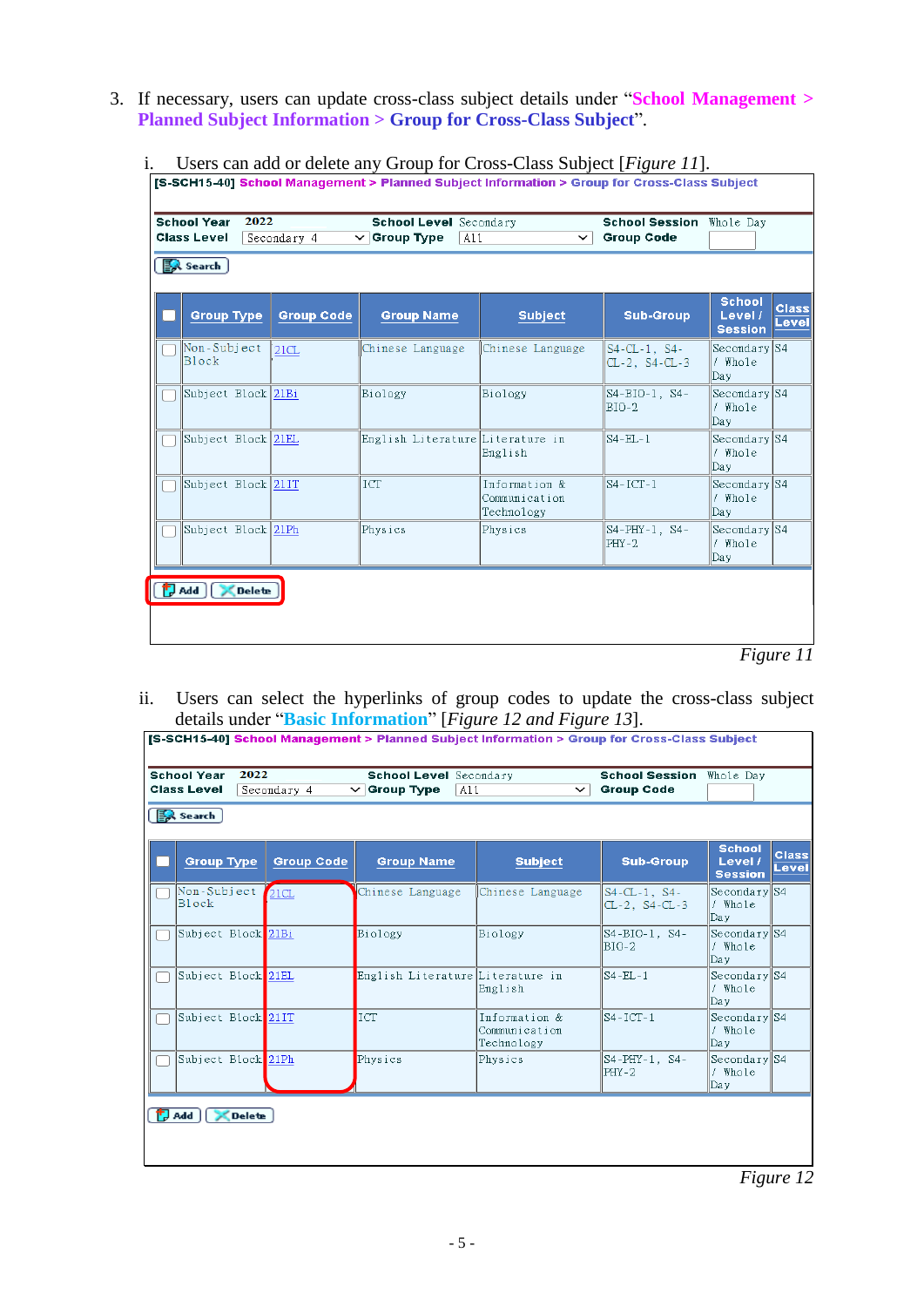3. If necessary, users can update cross-class subject details under "School Management > Planned Subject Information > Group for Cross-Class Subject".

   i. Users can add or delete any Group for Cross-Class Subject [*Figure 11*].

[S-SCH15-40] School Management > Planned Subject Information > Group for Cross-Class Subject

School Year 2022 | School Level Secondary | School Session Whole Day
Class Level Secondary 4 | Group Type All | Group Code

Search

| | Group Type | Group Code | Group Name | Subject | Sub-Group | School Level / Session | Class Level |
|---|---|---|---|---|---|---|---|
| ☐ | Non-Subject Block | 21CL | Chinese Language | Chinese Language | S4-CL-1, S4-CL-2, S4-CL-3 | Secondary / Whole Day | S4 |
| ☐ | Subject Block | 21Bi | Biology | Biology | S4-BIO-1, S4-BIO-2 | Secondary / Whole Day | S4 |
| ☐ | Subject Block | 21EL | English Literature | Literature in English | S4-EL-1 | Secondary / Whole Day | S4 |
| ☐ | Subject Block | 21IT | ICT | Information & Communication Technology | S4-ICT-1 | Secondary / Whole Day | S4 |
| ☐ | Subject Block | 21Ph | Physics | Physics | S4-PHY-1, S4-PHY-2 | Secondary / Whole Day | S4 |

Add Delete

*Figure 11*

   ii. Users can select the hyperlinks of group codes to update the cross-class subject details under "Basic Information" [*Figure 12 and Figure 13*].

[S-SCH15-40] School Management > Planned Subject Information > Group for Cross-Class Subject

School Year 2022 | School Level Secondary | School Session Whole Day
Class Level Secondary 4 | Group Type All | Group Code

Search

| | Group Type | Group Code | Group Name | Subject | Sub-Group | School Level / Session | Class Level |
|---|---|---|---|---|---|---|---|
| ☐ | Non-Subject Block | 21CL | Chinese Language | Chinese Language | S4-CL-1, S4-CL-2, S4-CL-3 | Secondary / Whole Day | S4 |
| ☐ | Subject Block | 21Bi | Biology | Biology | S4-BIO-1, S4-BIO-2 | Secondary / Whole Day | S4 |
| ☐ | Subject Block | 21EL | English Literature | Literature in English | S4-EL-1 | Secondary / Whole Day | S4 |
| ☐ | Subject Block | 21IT | ICT | Information & Communication Technology | S4-ICT-1 | Secondary / Whole Day | S4 |
| ☐ | Subject Block | 21Ph | Physics | Physics | S4-PHY-1, S4-PHY-2 | Secondary / Whole Day | S4 |

Add Delete

*Figure 12*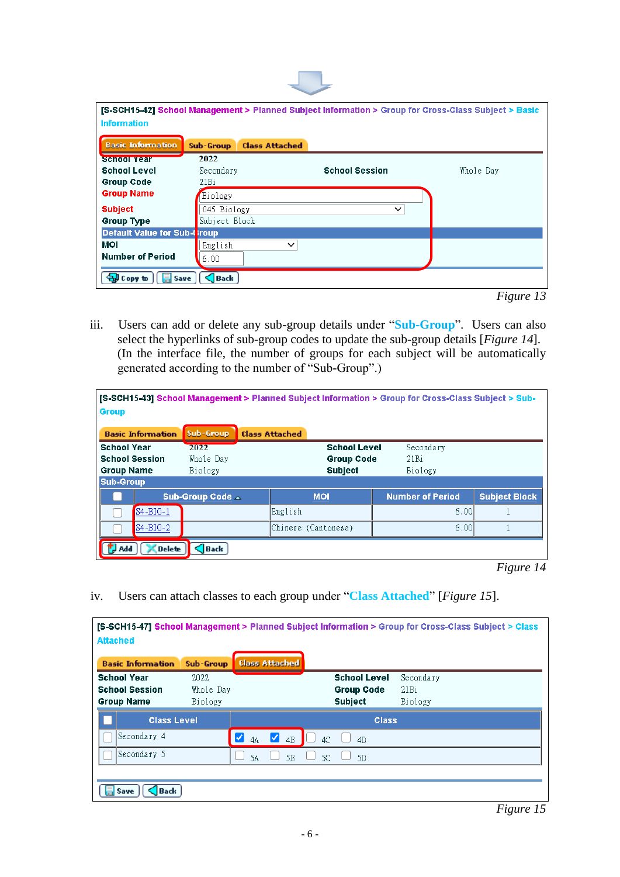[S-SCH15-42] School Management > Planned Subject Information > Group for Cross-Class Subject > Basic Information

Basic Information | Sub-Group | Class Attached

| | | | |
|---|---|---|---|
| School Year | 2022 | | |
| School Level | Secondary | School Session | Whole Day |
| Group Code | 21Bi | | |
| Group Name | Biology | | |
| Subject | 045 Biology | | |
| Group Type | Subject Block | | |
| **Default Value for Sub-Group** | | | |
| MOI | English | | |
| Number of Period | 6.00 | | |

Copy to | Save | Back

*Figure 13*

iii. Users can add or delete any sub-group details under "**Sub-Group**". Users can also select the hyperlinks of sub-group codes to update the sub-group details [*Figure 14*]. (In the interface file, the number of groups for each subject will be automatically generated according to the number of "Sub-Group".)

[S-SCH15-43] School Management > Planned Subject Information > Group for Cross-Class Subject > Sub-Group

Basic Information | Sub-Group | Class Attached

| | | | |
|---|---|---|---|
| School Year | 2022 | School Level | Secondary |
| School Session | Whole Day | Group Code | 21Bi |
| Group Name | Biology | Subject | Biology |

**Sub-Group**

| ☐ | Sub-Group Code | MOI | Number of Period | Subject Block |
|---|---|---|---|---|
| ☐ | S4-BIO-1 | English | 6.00 | 1 |
| ☐ | S4-BIO-2 | Chinese (Cantonese) | 6.00 | 1 |

Add | Delete | Back

*Figure 14*

iv. Users can attach classes to each group under "**Class Attached**" [*Figure 15*].

[S-SCH15-47] School Management > Planned Subject Information > Group for Cross-Class Subject > Class Attached

Basic Information | Sub-Group | Class Attached

| | | | |
|---|---|---|---|
| School Year | 2022 | School Level | Secondary |
| School Session | Whole Day | Group Code | 21Bi |
| Group Name | Biology | Subject | Biology |

| ☐ Class Level | Class |
|---|---|
| ☐ Secondary 4 | ☑ 4A ☑ 4B ☐ 4C ☐ 4D |
| ☐ Secondary 5 | ☐ 5A ☐ 5B ☐ 5C ☐ 5D |

Save | Back

*Figure 15*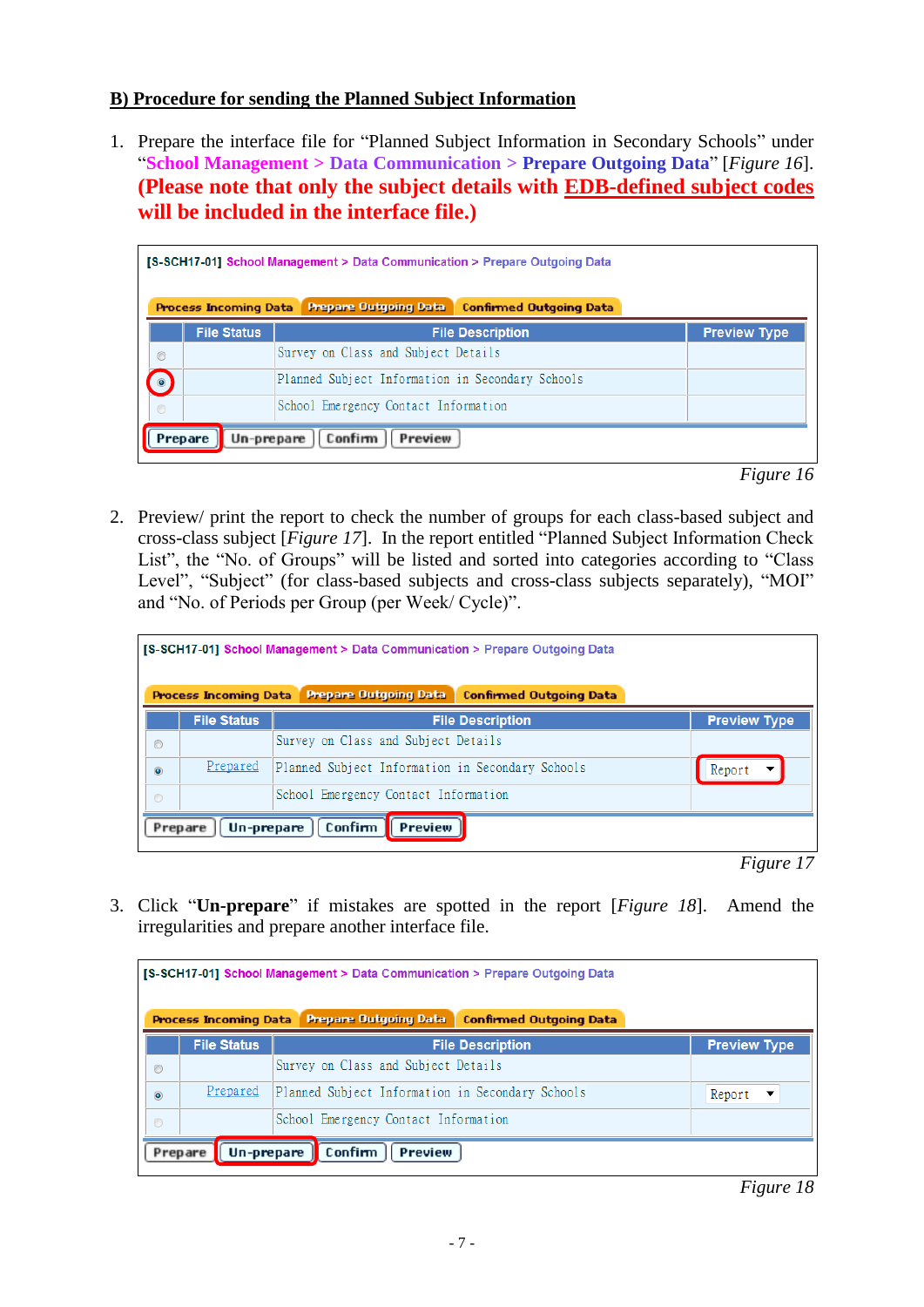## B) Procedure for sending the Planned Subject Information

1. Prepare the interface file for "Planned Subject Information in Secondary Schools" under "**School Management > Data Communication > Prepare Outgoing Data**" [*Figure 16*]. **(Please note that only the subject details with EDB-defined subject codes will be included in the interface file.)**

[S-SCH17-01] School Management > Data Communication > Prepare Outgoing Data

Process Incoming Data | Prepare Outgoing Data | Confirmed Outgoing Data

| | File Status | File Description | Preview Type |
|---|---|---|---|
| ○ | | Survey on Class and Subject Details | |
| ● | | Planned Subject Information in Secondary Schools | |
| ○ | | School Emergency Contact Information | |

Prepare | Un-prepare | Confirm | Preview

*Figure 16*

2. Preview/ print the report to check the number of groups for each class-based subject and cross-class subject [*Figure 17*]. In the report entitled "Planned Subject Information Check List", the "No. of Groups" will be listed and sorted into categories according to "Class Level", "Subject" (for class-based subjects and cross-class subjects separately), "MOI" and "No. of Periods per Group (per Week/ Cycle)".

[S-SCH17-01] School Management > Data Communication > Prepare Outgoing Data

Process Incoming Data | Prepare Outgoing Data | Confirmed Outgoing Data

| | File Status | File Description | Preview Type |
|---|---|---|---|
| ○ | | Survey on Class and Subject Details | |
| ● | Prepared | Planned Subject Information in Secondary Schools | Report |
| ○ | | School Emergency Contact Information | |

Prepare | Un-prepare | Confirm | Preview

*Figure 17*

3. Click "**Un-prepare**" if mistakes are spotted in the report [*Figure 18*]. Amend the irregularities and prepare another interface file.

[S-SCH17-01] School Management > Data Communication > Prepare Outgoing Data

Process Incoming Data | Prepare Outgoing Data | Confirmed Outgoing Data

| | File Status | File Description | Preview Type |
|---|---|---|---|
| ○ | | Survey on Class and Subject Details | |
| ● | Prepared | Planned Subject Information in Secondary Schools | Report |
| ○ | | School Emergency Contact Information | |

Prepare | Un-prepare | Confirm | Preview

*Figure 18*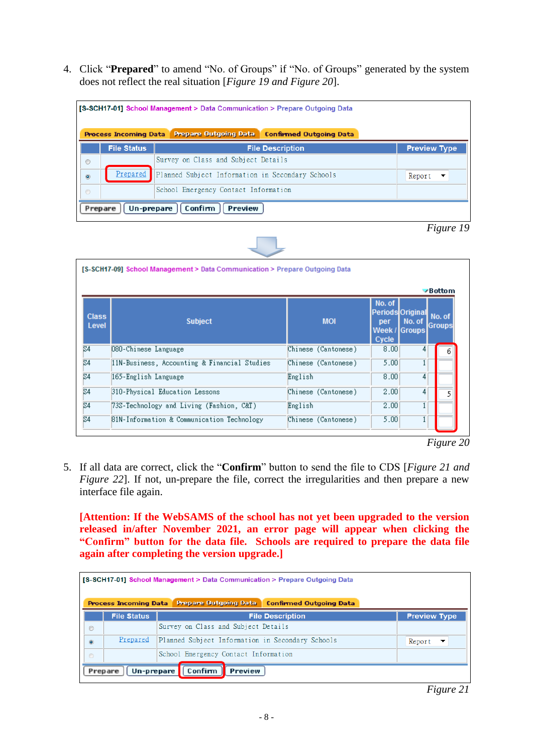4. Click "**Prepared**" to amend "No. of Groups" if "No. of Groups" generated by the system does not reflect the real situation [*Figure 19 and Figure 20*].

[S-SCH17-01] School Management > Data Communication > Prepare Outgoing Data

Process Incoming Data | Prepare Outgoing Data | Confirmed Outgoing Data

| | File Status | File Description | Preview Type |
|---|---|---|---|
| ○ | | Survey on Class and Subject Details | |
| ◉ | Prepared | Planned Subject Information in Secondary Schools | Report |
| ○ | | School Emergency Contact Information | |

Prepare | Un-prepare | Confirm | Preview

*Figure 19*

[S-SCH17-09] School Management > Data Communication > Prepare Outgoing Data

Bottom

| Class Level | Subject | MOI | No. of Periods per Week / Cycle | Original No. of Groups | No. of Groups |
|---|---|---|---|---|---|
| S4 | 080-Chinese Language | Chinese (Cantonese) | 8.00 | 4 | 6 |
| S4 | 11N-Business, Accounting & Financial Studies | Chinese (Cantonese) | 5.00 | 1 | |
| S4 | 165-English Language | English | 8.00 | 4 | |
| S4 | 310-Physical Education Lessons | Chinese (Cantonese) | 2.00 | 4 | 5 |
| S4 | 73S-Technology and Living (Fashion, C&T) | English | 2.00 | 1 | |
| S4 | 81N-Information & Communication Technology | Chinese (Cantonese) | 5.00 | 1 | |

*Figure 20*

5. If all data are correct, click the "**Confirm**" button to send the file to CDS [*Figure 21 and Figure 22*]. If not, un-prepare the file, correct the irregularities and then prepare a new interface file again.

**[Attention: If the WebSAMS of the school has not yet been upgraded to the version released in/after November 2021, an error page will appear when clicking the "Confirm" button for the data file. Schools are required to prepare the data file again after completing the version upgrade.]**

[S-SCH17-01] School Management > Data Communication > Prepare Outgoing Data

Process Incoming Data | Prepare Outgoing Data | Confirmed Outgoing Data

| | File Status | File Description | Preview Type |
|---|---|---|---|
| ○ | | Survey on Class and Subject Details | |
| ◉ | Prepared | Planned Subject Information in Secondary Schools | Report |
| ○ | | School Emergency Contact Information | |

Prepare | Un-prepare | Confirm | Preview

*Figure 21*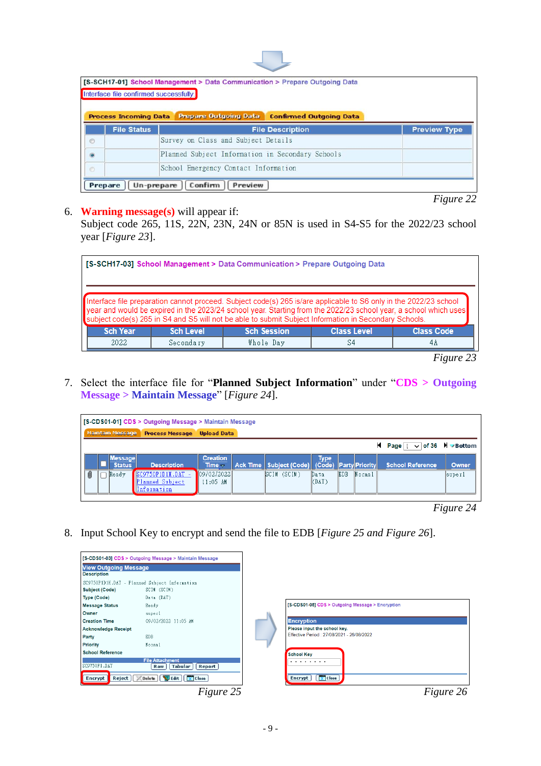[S-SCH17-01] School Management > Data Communication > Prepare Outgoing Data

Interface file confirmed successfully.

Process Incoming Data | Prepare Outgoing Data | Confirmed Outgoing Data

| | File Status | File Description | Preview Type |
|---|---|---|---|
| ○ | | Survey on Class and Subject Details | |
| ◉ | | Planned Subject Information in Secondary Schools | |
| ○ | | School Emergency Contact Information | |

Prepare | Un-prepare | Confirm | Preview

*Figure 22*

6. **Warning message(s)** will appear if:
   Subject code 265, 11S, 22N, 23N, 24N or 85N is used in S4-S5 for the 2022/23 school year [*Figure 23*].

[S-SCH17-03] School Management > Data Communication > Prepare Outgoing Data

Interface file preparation cannot proceed. Subject code(s) 265 is/are applicable to S6 only in the 2022/23 school year and would be expired in the 2023/24 school year. Starting from the 2022/23 school year, a school which uses subject code(s) 265 in S4 and S5 will not be able to submit Subject Information in Secondary Schools.

| Sch Year | Sch Level | Sch Session | Class Level | Class Code |
|---|---|---|---|---|
| 2022 | Secondary | Whole Day | S4 | 4A |

*Figure 23*

7. Select the interface file for "**Planned Subject Information**" under "**CDS > Outgoing Message > Maintain Message**" [*Figure 24*].

[S-CDS01-01] CDS > Outgoing Message > Maintain Message

Maintain Message | Process Message | Upload Data

Page 1 of 36 Bottom

| | | Message Status | Description | Creation Time | Ack Time | Subject (Code) | Type (Code) | Party | Priority | School Reference | Owner |
|---|---|---|---|---|---|---|---|---|---|---|---|
| | ☐ | Ready | SC9750P1D1H.DAT - Planned Subject Information | 09/02/2022 11:05 AM | | SCIM (SCIM) | Data (DAT) | EDB | Normal | | super1 |

*Figure 24*

8. Input School Key to encrypt and send the file to EDB [*Figure 25 and Figure 26*].

[S-CDS01-03] CDS > Outgoing Message > Maintain Message

View Outgoing Message

Description
SC9750P1D1H.DAT - Planned Subject Information

| | |
|---|---|
| Subject (Code) | SCIM (SCIM) |
| Type (Code) | Data (DAT) |
| Message Status | Ready |
| Owner | super1 |
| Creation Time | 09/02/2022 11:05 AM |
| Acknowledge Receipt | |
| Party | EDB |
| Priority | Normal |
| School Reference | |

File Attachment
SC9750P1.DAT Raw | Tabular | Report

Encrypt | Reject | Delete | Edit | Close

*Figure 25*

[S-CDS01-05] CDS > Outgoing Message > Encryption

Encryption
Please input the school key.
Effective Period : 27/08/2021 - 26/08/2022

School Key
••••••••

Encrypt | Close

*Figure 26*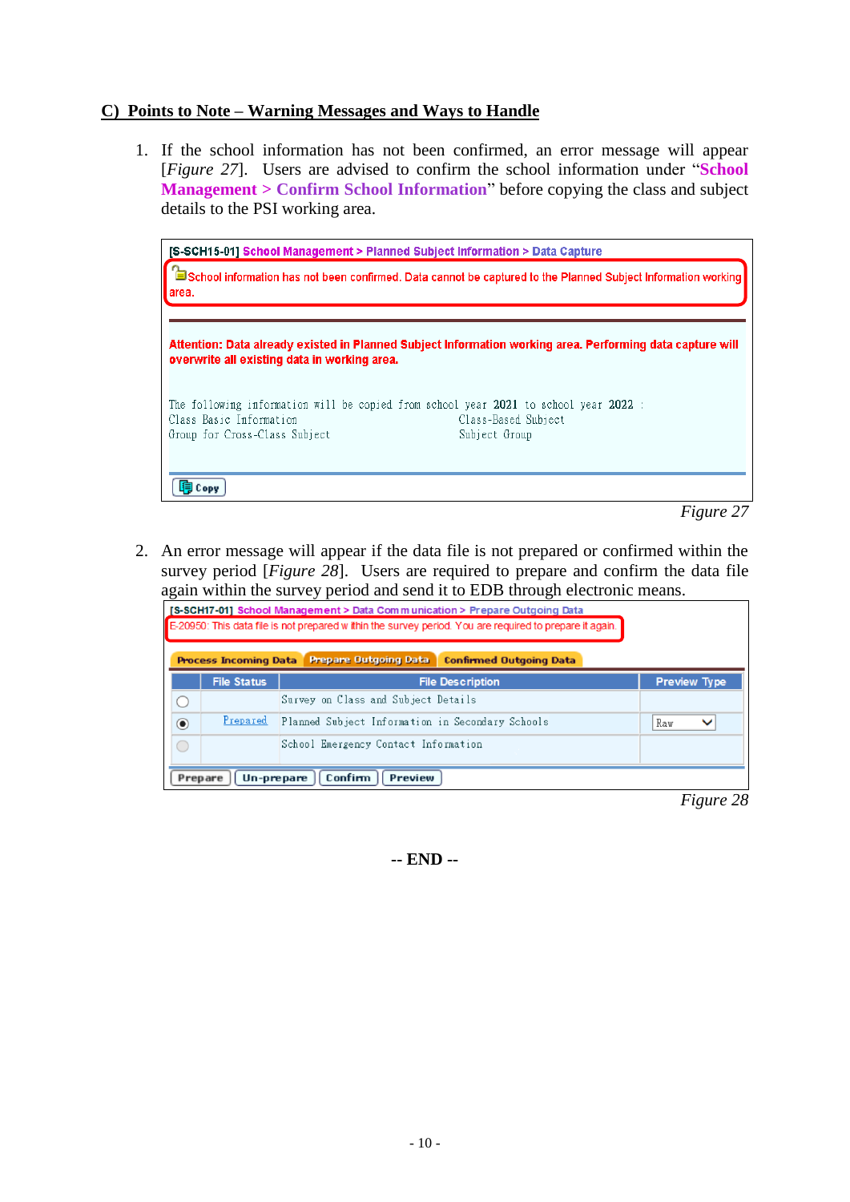## C) Points to Note – Warning Messages and Ways to Handle

1. If the school information has not been confirmed, an error message will appear [*Figure 27*]. Users are advised to confirm the school information under "**School Management > Confirm School Information**" before copying the class and subject details to the PSI working area.

[S-SCH15-01] School Management > Planned Subject Information > Data Capture

School information has not been confirmed. Data cannot be captured to the Planned Subject Information working area.

Attention: Data already existed in Planned Subject Information working area. Performing data capture will overwrite all existing data in working area.

The following information will be copied from school year 2021 to school year 2022 :
Class Basic Information
Class-Based Subject
Group for Cross-Class Subject
Subject Group

Copy

*Figure 27*

2. An error message will appear if the data file is not prepared or confirmed within the survey period [*Figure 28*]. Users are required to prepare and confirm the data file again within the survey period and send it to EDB through electronic means.

[S-SCH17-01] School Management > Data Communication > Prepare Outgoing Data

E-20950: This data file is not prepared within the survey period. You are required to prepare it again.

Process Incoming Data | Prepare Outgoing Data | Confirmed Outgoing Data

| | File Status | File Description | Preview Type |
|---|---|---|---|
| ○ | | Survey on Class and Subject Details | |
| ◉ | Prepared | Planned Subject Information in Secondary Schools | Raw |
| ○ | | School Emergency Contact Information | |

Prepare | Un-prepare | Confirm | Preview

*Figure 28*

**-- END --**